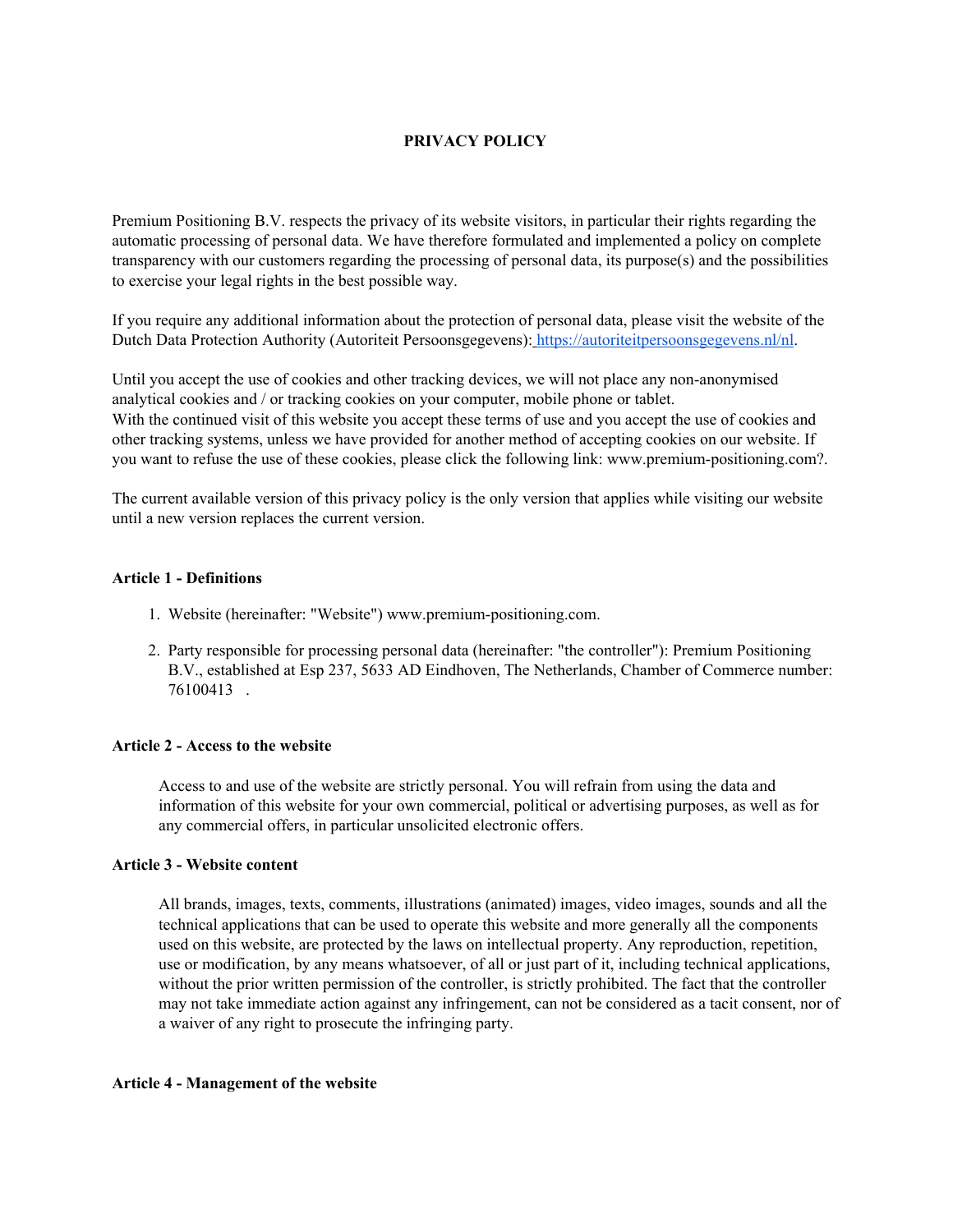# PRIVACY POLICY

Premium Positioning B.V. respects the privacy of its website visitors, in particular their rights regarding the automatic processing of personal data. We have therefore formulated and implemented a policy on complete transparency with our customers regarding the processing of personal data, its purpose(s) and the possibilities to exercise your legal rights in the best possible way.

If you require any additional information about the protection of personal data, please visit the website of the Dutch Data Protection Authority (Autoriteit Persoonsgegevens): [https://autoriteitpersoonsgegevens.nl/nl](https://autoriteitpersoonsgegevens.nl/nl).

Until you accept the use of cookies and other tracking devices, we will not place any non-anonymised analytical cookies and / or tracking cookies on your computer, mobile phone or tablet.
With the continued visit of this website you accept these terms of use and you accept the use of cookies and other tracking systems, unless we have provided for another method of accepting cookies on our website. If you want to refuse the use of these cookies, please click the following link: www.premium-positioning.com?.

The current available version of this privacy policy is the only version that applies while visiting our website until a new version replaces the current version.

### Article 1 - Definitions

1. Website (hereinafter: "Website") www.premium-positioning.com.
2. Party responsible for processing personal data (hereinafter: "the controller"): Premium Positioning B.V., established at Esp 237, 5633 AD Eindhoven, The Netherlands, Chamber of Commerce number: 76100413 .

### Article 2 - Access to the website

Access to and use of the website are strictly personal. You will refrain from using the data and information of this website for your own commercial, political or advertising purposes, as well as for any commercial offers, in particular unsolicited electronic offers.

### Article 3 - Website content

All brands, images, texts, comments, illustrations (animated) images, video images, sounds and all the technical applications that can be used to operate this website and more generally all the components used on this website, are protected by the laws on intellectual property. Any reproduction, repetition, use or modification, by any means whatsoever, of all or just part of it, including technical applications, without the prior written permission of the controller, is strictly prohibited. The fact that the controller may not take immediate action against any infringement, can not be considered as a tacit consent, nor of a waiver of any right to prosecute the infringing party.

### Article 4 - Management of the website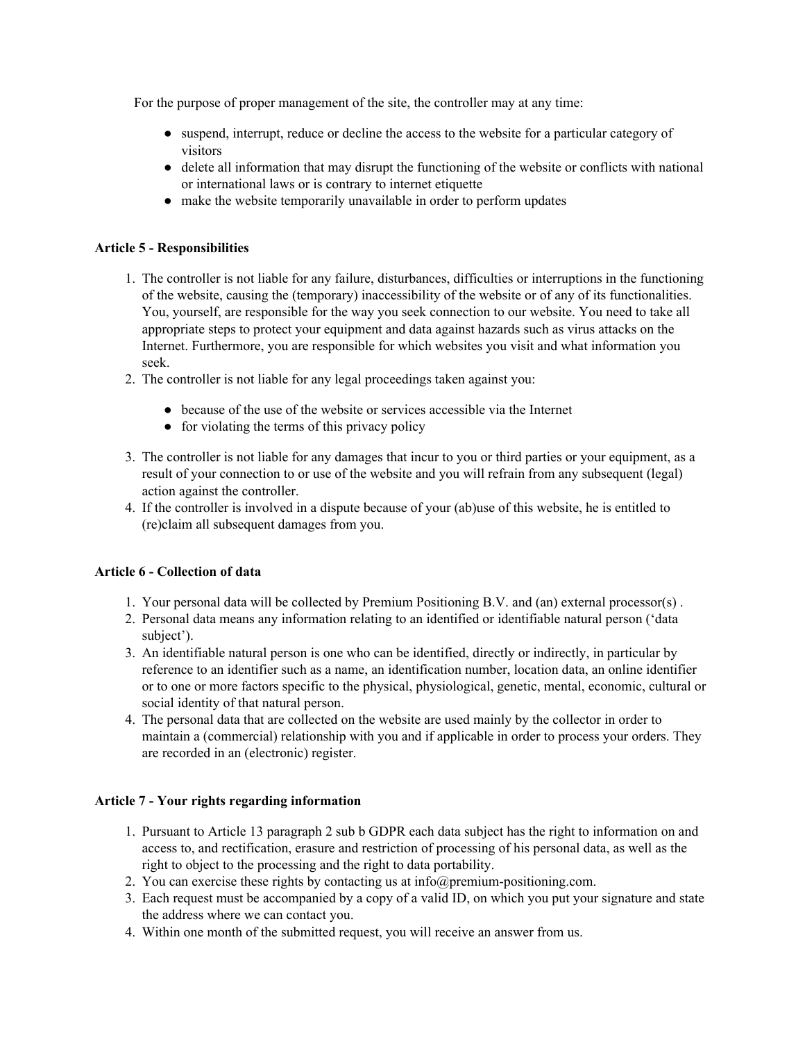For the purpose of proper management of the site, the controller may at any time:

- suspend, interrupt, reduce or decline the access to the website for a particular category of visitors
- delete all information that may disrupt the functioning of the website or conflicts with national or international laws or is contrary to internet etiquette
- make the website temporarily unavailable in order to perform updates

**Article 5 - Responsibilities**

1. The controller is not liable for any failure, disturbances, difficulties or interruptions in the functioning of the website, causing the (temporary) inaccessibility of the website or of any of its functionalities. You, yourself, are responsible for the way you seek connection to our website. You need to take all appropriate steps to protect your equipment and data against hazards such as virus attacks on the Internet. Furthermore, you are responsible for which websites you visit and what information you seek.
2. The controller is not liable for any legal proceedings taken against you:
   - because of the use of the website or services accessible via the Internet
   - for violating the terms of this privacy policy
3. The controller is not liable for any damages that incur to you or third parties or your equipment, as a result of your connection to or use of the website and you will refrain from any subsequent (legal) action against the controller.
4. If the controller is involved in a dispute because of your (ab)use of this website, he is entitled to (re)claim all subsequent damages from you.

**Article 6 - Collection of data**

1. Your personal data will be collected by Premium Positioning B.V. and (an) external processor(s) .
2. Personal data means any information relating to an identified or identifiable natural person ('data subject').
3. An identifiable natural person is one who can be identified, directly or indirectly, in particular by reference to an identifier such as a name, an identification number, location data, an online identifier or to one or more factors specific to the physical, physiological, genetic, mental, economic, cultural or social identity of that natural person.
4. The personal data that are collected on the website are used mainly by the collector in order to maintain a (commercial) relationship with you and if applicable in order to process your orders. They are recorded in an (electronic) register.

**Article 7 - Your rights regarding information**

1. Pursuant to Article 13 paragraph 2 sub b GDPR each data subject has the right to information on and access to, and rectification, erasure and restriction of processing of his personal data, as well as the right to object to the processing and the right to data portability.
2. You can exercise these rights by contacting us at info@premium-positioning.com.
3. Each request must be accompanied by a copy of a valid ID, on which you put your signature and state the address where we can contact you.
4. Within one month of the submitted request, you will receive an answer from us.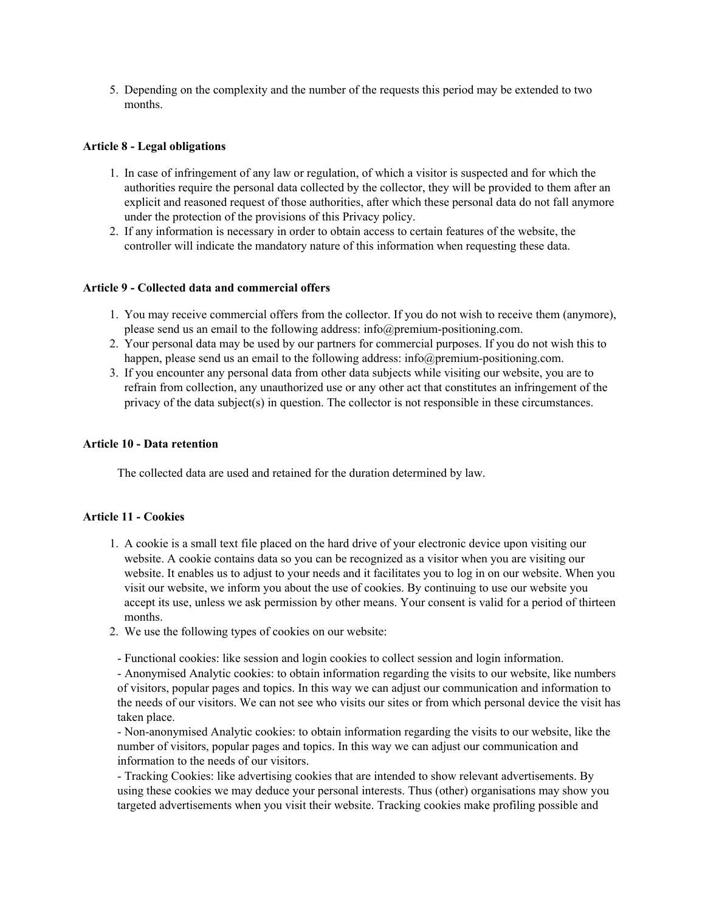5. Depending on the complexity and the number of the requests this period may be extended to two months.

**Article 8 - Legal obligations**

1. In case of infringement of any law or regulation, of which a visitor is suspected and for which the authorities require the personal data collected by the collector, they will be provided to them after an explicit and reasoned request of those authorities, after which these personal data do not fall anymore under the protection of the provisions of this Privacy policy.
2. If any information is necessary in order to obtain access to certain features of the website, the controller will indicate the mandatory nature of this information when requesting these data.

**Article 9 - Collected data and commercial offers**

1. You may receive commercial offers from the collector. If you do not wish to receive them (anymore), please send us an email to the following address: info@premium-positioning.com.
2. Your personal data may be used by our partners for commercial purposes. If you do not wish this to happen, please send us an email to the following address: info@premium-positioning.com.
3. If you encounter any personal data from other data subjects while visiting our website, you are to refrain from collection, any unauthorized use or any other act that constitutes an infringement of the privacy of the data subject(s) in question. The collector is not responsible in these circumstances.

**Article 10 - Data retention**

The collected data are used and retained for the duration determined by law.

**Article 11 - Cookies**

1. A cookie is a small text file placed on the hard drive of your electronic device upon visiting our website. A cookie contains data so you can be recognized as a visitor when you are visiting our website. It enables us to adjust to your needs and it facilitates you to log in on our website. When you visit our website, we inform you about the use of cookies. By continuing to use our website you accept its use, unless we ask permission by other means. Your consent is valid for a period of thirteen months.
2. We use the following types of cookies on our website:

   - Functional cookies: like session and login cookies to collect session and login information.
   - Anonymised Analytic cookies: to obtain information regarding the visits to our website, like numbers of visitors, popular pages and topics. In this way we can adjust our communication and information to the needs of our visitors. We can not see who visits our sites or from which personal device the visit has taken place.
   - Non-anonymised Analytic cookies: to obtain information regarding the visits to our website, like the number of visitors, popular pages and topics. In this way we can adjust our communication and information to the needs of our visitors.
   - Tracking Cookies: like advertising cookies that are intended to show relevant advertisements. By using these cookies we may deduce your personal interests. Thus (other) organisations may show you targeted advertisements when you visit their website. Tracking cookies make profiling possible and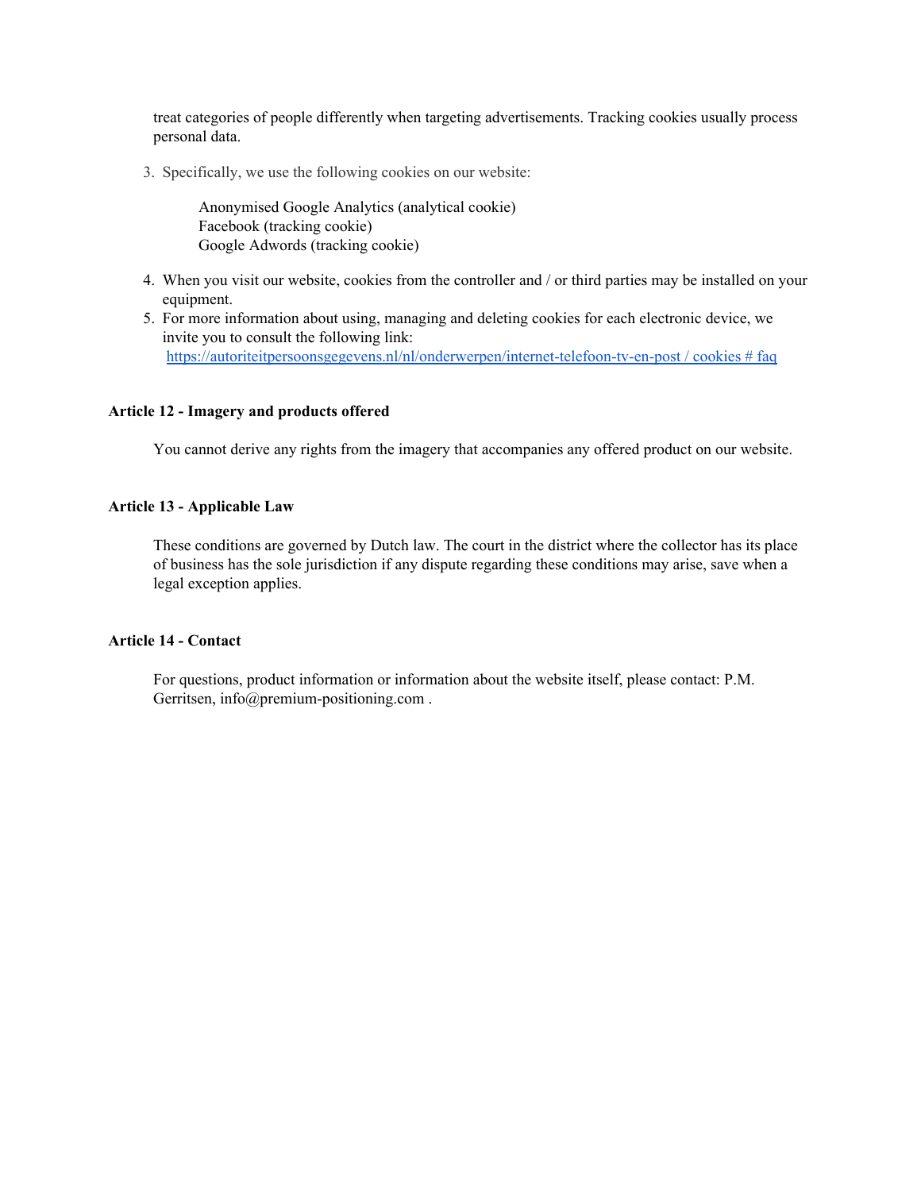treat categories of people differently when targeting advertisements. Tracking cookies usually process personal data.

3. Specifically, we use the following cookies on our website:

   Anonymised Google Analytics (analytical cookie)
   Facebook (tracking cookie)
   Google Adwords (tracking cookie)

4. When you visit our website, cookies from the controller and / or third parties may be installed on your equipment.
5. For more information about using, managing and deleting cookies for each electronic device, we invite you to consult the following link: https://autoriteitpersoonsgegevens.nl/nl/onderwerpen/internet-telefoon-tv-en-post / cookies # faq

**Article 12 - Imagery and products offered**

You cannot derive any rights from the imagery that accompanies any offered product on our website.

**Article 13 - Applicable Law**

These conditions are governed by Dutch law. The court in the district where the collector has its place of business has the sole jurisdiction if any dispute regarding these conditions may arise, save when a legal exception applies.

**Article 14 - Contact**

For questions, product information or information about the website itself, please contact: P.M. Gerritsen, info@premium-positioning.com .